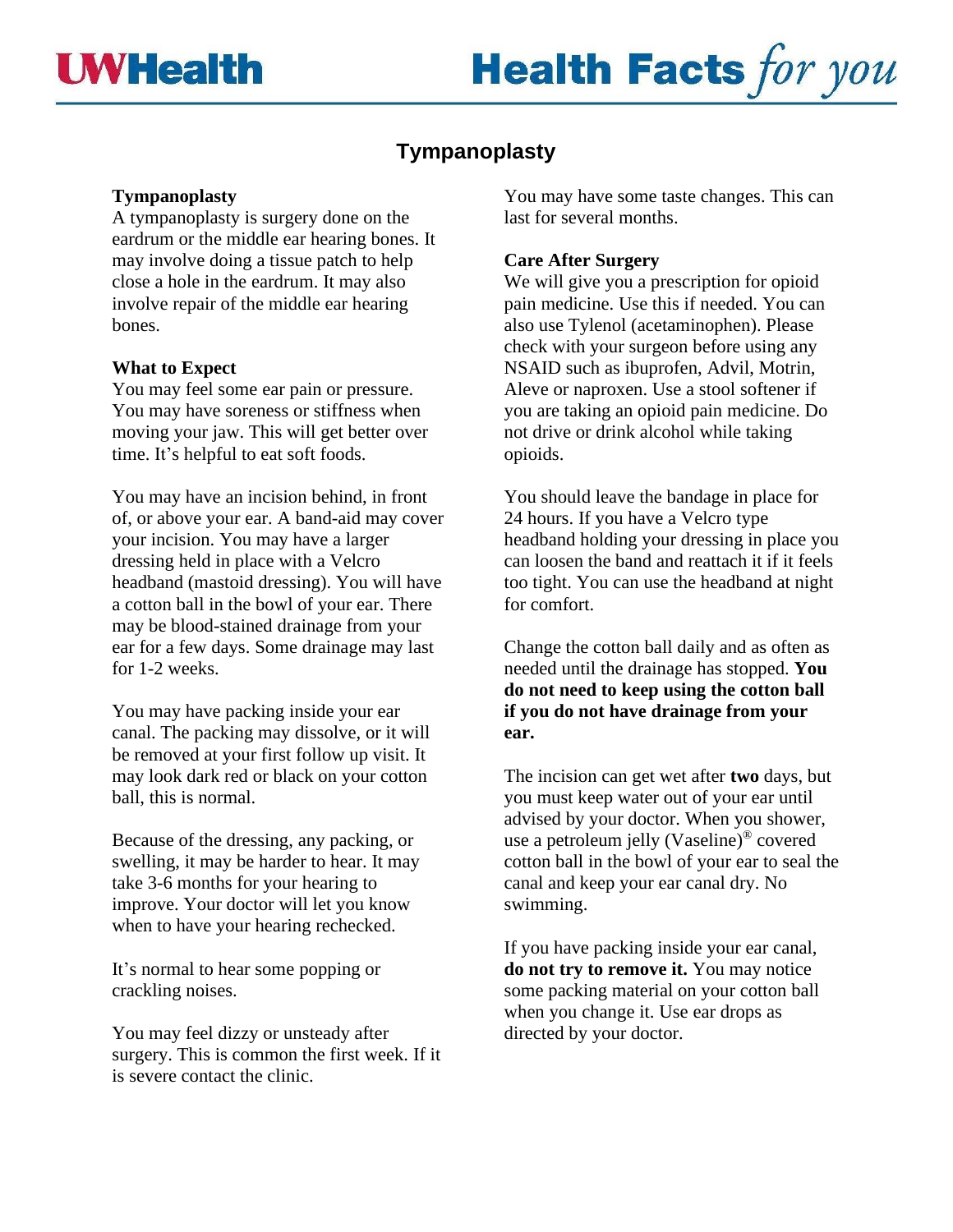# Tympanoplasty

## Tympanoplasty

A tympanoplasty is surgery done on the eardrum or the middle ear hearing bones. It may involve doing a tissue patch to help close a hole in the eardrum. It may also involve repair of the middle ear hearing bones.

## What to Expect

You may feel some ear pain or pressure. You may have soreness or stiffness when moving your jaw. This will get better over time. It's helpful to eat soft foods.

You may have an incision behind, in front of, or above your ear. A band-aid may cover your incision. You may have a larger dressing held in place with a Velcro headband (mastoid dressing). You will have a cotton ball in the bowl of your ear. There may be blood-stained drainage from your ear for a few days. Some drainage may last for 1-2 weeks.

You may have packing inside your ear canal. The packing may dissolve, or it will be removed at your first follow up visit. It may look dark red or black on your cotton ball, this is normal.

Because of the dressing, any packing, or swelling, it may be harder to hear. It may take 3-6 months for your hearing to improve. Your doctor will let you know when to have your hearing rechecked.

It's normal to hear some popping or crackling noises.

You may feel dizzy or unsteady after surgery. This is common the first week. If it is severe contact the clinic.

You may have some taste changes. This can last for several months.

## Care After Surgery

We will give you a prescription for opioid pain medicine. Use this if needed. You can also use Tylenol (acetaminophen). Please check with your surgeon before using any NSAID such as ibuprofen, Advil, Motrin, Aleve or naproxen. Use a stool softener if you are taking an opioid pain medicine. Do not drive or drink alcohol while taking opioids.

You should leave the bandage in place for 24 hours. If you have a Velcro type headband holding your dressing in place you can loosen the band and reattach it if it feels too tight. You can use the headband at night for comfort.

Change the cotton ball daily and as often as needed until the drainage has stopped. **You do not need to keep using the cotton ball if you do not have drainage from your ear.**

The incision can get wet after **two** days, but you must keep water out of your ear until advised by your doctor. When you shower, use a petroleum jelly (Vaseline)® covered cotton ball in the bowl of your ear to seal the canal and keep your ear canal dry. No swimming.

If you have packing inside your ear canal, **do not try to remove it.** You may notice some packing material on your cotton ball when you change it. Use ear drops as directed by your doctor.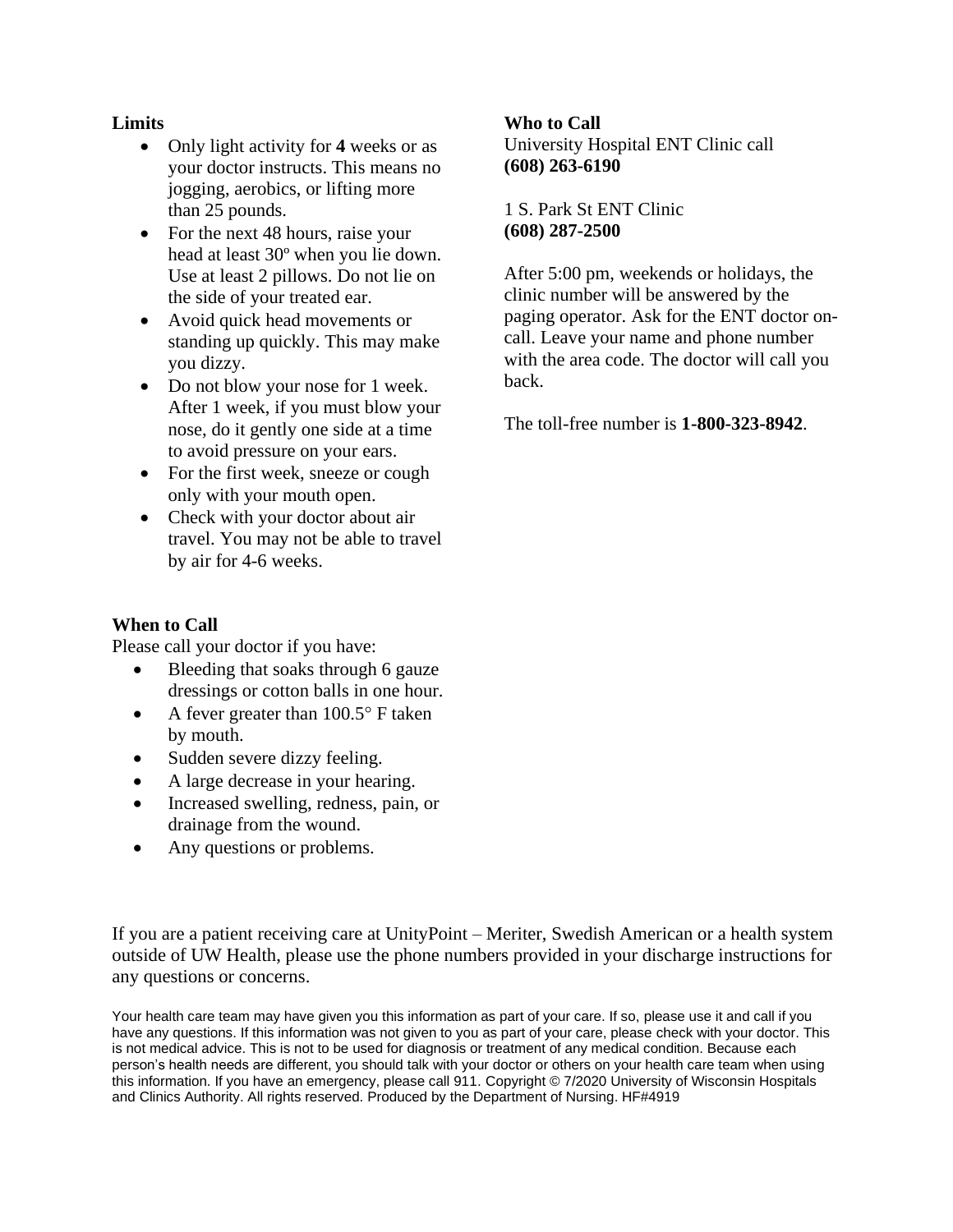**Limits**

- Only light activity for **4** weeks or as your doctor instructs. This means no jogging, aerobics, or lifting more than 25 pounds.
- For the next 48 hours, raise your head at least 30º when you lie down. Use at least 2 pillows. Do not lie on the side of your treated ear.
- Avoid quick head movements or standing up quickly. This may make you dizzy.
- Do not blow your nose for 1 week. After 1 week, if you must blow your nose, do it gently one side at a time to avoid pressure on your ears.
- For the first week, sneeze or cough only with your mouth open.
- Check with your doctor about air travel. You may not be able to travel by air for 4-6 weeks.

**When to Call**

Please call your doctor if you have:

- Bleeding that soaks through 6 gauze dressings or cotton balls in one hour.
- A fever greater than 100.5° F taken by mouth.
- Sudden severe dizzy feeling.
- A large decrease in your hearing.
- Increased swelling, redness, pain, or drainage from the wound.
- Any questions or problems.

**Who to Call**

University Hospital ENT Clinic call
**(608) 263-6190**

1 S. Park St ENT Clinic
**(608) 287-2500**

After 5:00 pm, weekends or holidays, the clinic number will be answered by the paging operator. Ask for the ENT doctor on-call. Leave your name and phone number with the area code. The doctor will call you back.

The toll-free number is **1-800-323-8942**.

If you are a patient receiving care at UnityPoint – Meriter, Swedish American or a health system outside of UW Health, please use the phone numbers provided in your discharge instructions for any questions or concerns.

Your health care team may have given you this information as part of your care. If so, please use it and call if you have any questions. If this information was not given to you as part of your care, please check with your doctor. This is not medical advice. This is not to be used for diagnosis or treatment of any medical condition. Because each person's health needs are different, you should talk with your doctor or others on your health care team when using this information. If you have an emergency, please call 911. Copyright © 7/2020 University of Wisconsin Hospitals and Clinics Authority. All rights reserved. Produced by the Department of Nursing. HF#4919